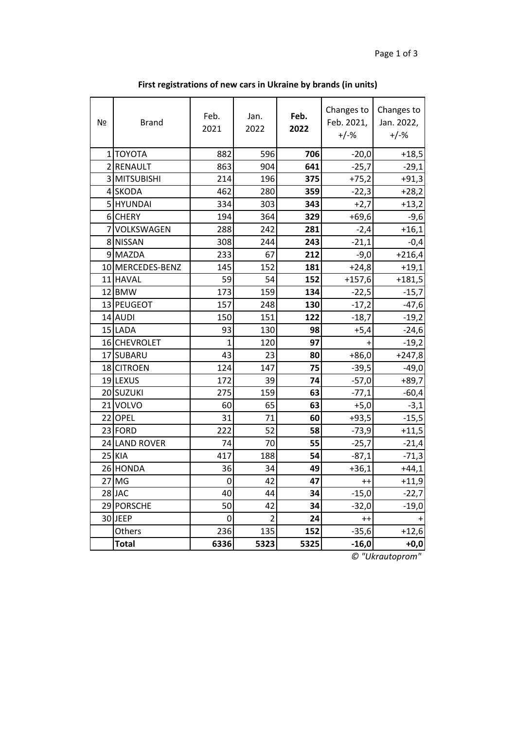**First registrations of new cars in Ukraine by brands (in units)**

| № | Brand | Feb. 2021 | Jan. 2022 | **Feb. 2022** | Changes to Feb. 2021, +/-% | Changes to Jan. 2022, +/-% |
|---|---|---|---|---|---|---|
| 1 | TOYOTA | 882 | 596 | **706** | -20,0 | +18,5 |
| 2 | RENAULT | 863 | 904 | **641** | -25,7 | -29,1 |
| 3 | MITSUBISHI | 214 | 196 | **375** | +75,2 | +91,3 |
| 4 | SKODA | 462 | 280 | **359** | -22,3 | +28,2 |
| 5 | HYUNDAI | 334 | 303 | **343** | +2,7 | +13,2 |
| 6 | CHERY | 194 | 364 | **329** | +69,6 | -9,6 |
| 7 | VOLKSWAGEN | 288 | 242 | **281** | -2,4 | +16,1 |
| 8 | NISSAN | 308 | 244 | **243** | -21,1 | -0,4 |
| 9 | MAZDA | 233 | 67 | **212** | -9,0 | +216,4 |
| 10 | MERCEDES-BENZ | 145 | 152 | **181** | +24,8 | +19,1 |
| 11 | HAVAL | 59 | 54 | **152** | +157,6 | +181,5 |
| 12 | BMW | 173 | 159 | **134** | -22,5 | -15,7 |
| 13 | PEUGEOT | 157 | 248 | **130** | -17,2 | -47,6 |
| 14 | AUDI | 150 | 151 | **122** | -18,7 | -19,2 |
| 15 | LADA | 93 | 130 | **98** | +5,4 | -24,6 |
| 16 | CHEVROLET | 1 | 120 | **97** | + | -19,2 |
| 17 | SUBARU | 43 | 23 | **80** | +86,0 | +247,8 |
| 18 | CITROEN | 124 | 147 | **75** | -39,5 | -49,0 |
| 19 | LEXUS | 172 | 39 | **74** | -57,0 | +89,7 |
| 20 | SUZUKI | 275 | 159 | **63** | -77,1 | -60,4 |
| 21 | VOLVO | 60 | 65 | **63** | +5,0 | -3,1 |
| 22 | OPEL | 31 | 71 | **60** | +93,5 | -15,5 |
| 23 | FORD | 222 | 52 | **58** | -73,9 | +11,5 |
| 24 | LAND ROVER | 74 | 70 | **55** | -25,7 | -21,4 |
| 25 | KIA | 417 | 188 | **54** | -87,1 | -71,3 |
| 26 | HONDA | 36 | 34 | **49** | +36,1 | +44,1 |
| 27 | MG | 0 | 42 | **47** | ++ | +11,9 |
| 28 | JAC | 40 | 44 | **34** | -15,0 | -22,7 |
| 29 | PORSCHE | 50 | 42 | **34** | -32,0 | -19,0 |
| 30 | JEEP | 0 | 2 | **24** | ++ | + |
| | Others | 236 | 135 | **152** | -35,6 | +12,6 |
| | **Total** | **6336** | **5323** | **5325** | **-16,0** | **+0,0** |

*© "Ukrautoprom"*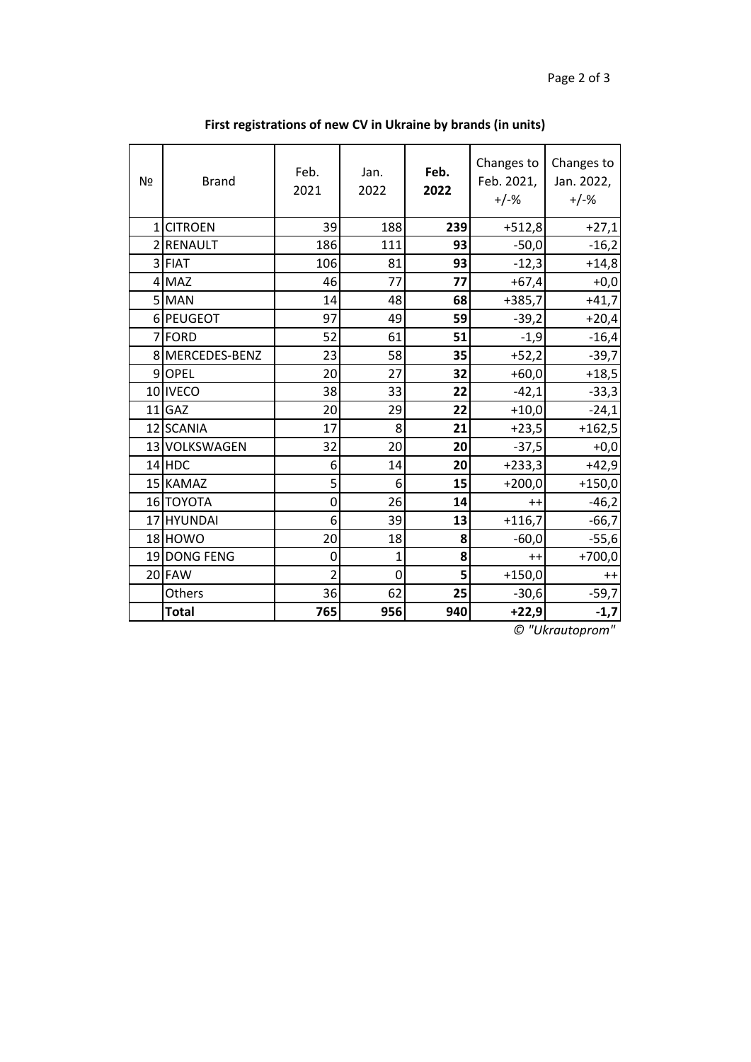**First registrations of new CV in Ukraine by brands (in units)**

| № | Brand | Feb. 2021 | Jan. 2022 | **Feb. 2022** | Changes to Feb. 2021, +/-% | Changes to Jan. 2022, +/-% |
|---|---|---|---|---|---|---|
| 1 | CITROEN | 39 | 188 | **239** | +512,8 | +27,1 |
| 2 | RENAULT | 186 | 111 | **93** | -50,0 | -16,2 |
| 3 | FIAT | 106 | 81 | **93** | -12,3 | +14,8 |
| 4 | MAZ | 46 | 77 | **77** | +67,4 | +0,0 |
| 5 | MAN | 14 | 48 | **68** | +385,7 | +41,7 |
| 6 | PEUGEOT | 97 | 49 | **59** | -39,2 | +20,4 |
| 7 | FORD | 52 | 61 | **51** | -1,9 | -16,4 |
| 8 | MERCEDES-BENZ | 23 | 58 | **35** | +52,2 | -39,7 |
| 9 | OPEL | 20 | 27 | **32** | +60,0 | +18,5 |
| 10 | IVECO | 38 | 33 | **22** | -42,1 | -33,3 |
| 11 | GAZ | 20 | 29 | **22** | +10,0 | -24,1 |
| 12 | SCANIA | 17 | 8 | **21** | +23,5 | +162,5 |
| 13 | VOLKSWAGEN | 32 | 20 | **20** | -37,5 | +0,0 |
| 14 | HDC | 6 | 14 | **20** | +233,3 | +42,9 |
| 15 | KAMAZ | 5 | 6 | **15** | +200,0 | +150,0 |
| 16 | TOYOTA | 0 | 26 | **14** | ++ | -46,2 |
| 17 | HYUNDAI | 6 | 39 | **13** | +116,7 | -66,7 |
| 18 | HOWO | 20 | 18 | **8** | -60,0 | -55,6 |
| 19 | DONG FENG | 0 | 1 | **8** | ++ | +700,0 |
| 20 | FAW | 2 | 0 | **5** | +150,0 | ++ |
| | Others | 36 | 62 | **25** | -30,6 | -59,7 |
| | **Total** | **765** | **956** | **940** | **+22,9** | **-1,7** |

*© "Ukrautoprom"*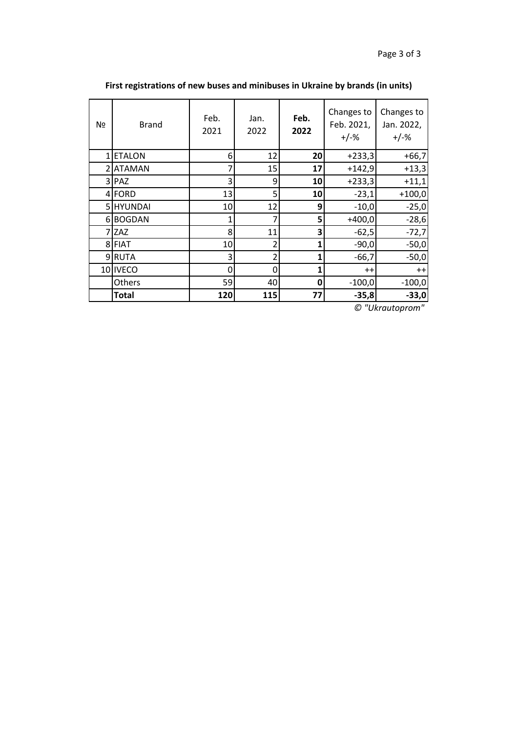**First registrations of new buses and minibuses in Ukraine by brands (in units)**

| № | Brand | Feb. 2021 | Jan. 2022 | **Feb. 2022** | Changes to Feb. 2021, +/-% | Changes to Jan. 2022, +/-% |
|---|---|---|---|---|---|---|
| 1 | ETALON | 6 | 12 | **20** | +233,3 | +66,7 |
| 2 | ATAMAN | 7 | 15 | **17** | +142,9 | +13,3 |
| 3 | PAZ | 3 | 9 | **10** | +233,3 | +11,1 |
| 4 | FORD | 13 | 5 | **10** | -23,1 | +100,0 |
| 5 | HYUNDAI | 10 | 12 | **9** | -10,0 | -25,0 |
| 6 | BOGDAN | 1 | 7 | **5** | +400,0 | -28,6 |
| 7 | ZAZ | 8 | 11 | **3** | -62,5 | -72,7 |
| 8 | FIAT | 10 | 2 | **1** | -90,0 | -50,0 |
| 9 | RUTA | 3 | 2 | **1** | -66,7 | -50,0 |
| 10 | IVECO | 0 | 0 | **1** | ++ | ++ |
| | Others | 59 | 40 | **0** | -100,0 | -100,0 |
| | **Total** | **120** | **115** | **77** | **-35,8** | **-33,0** |

*© "Ukrautoprom"*